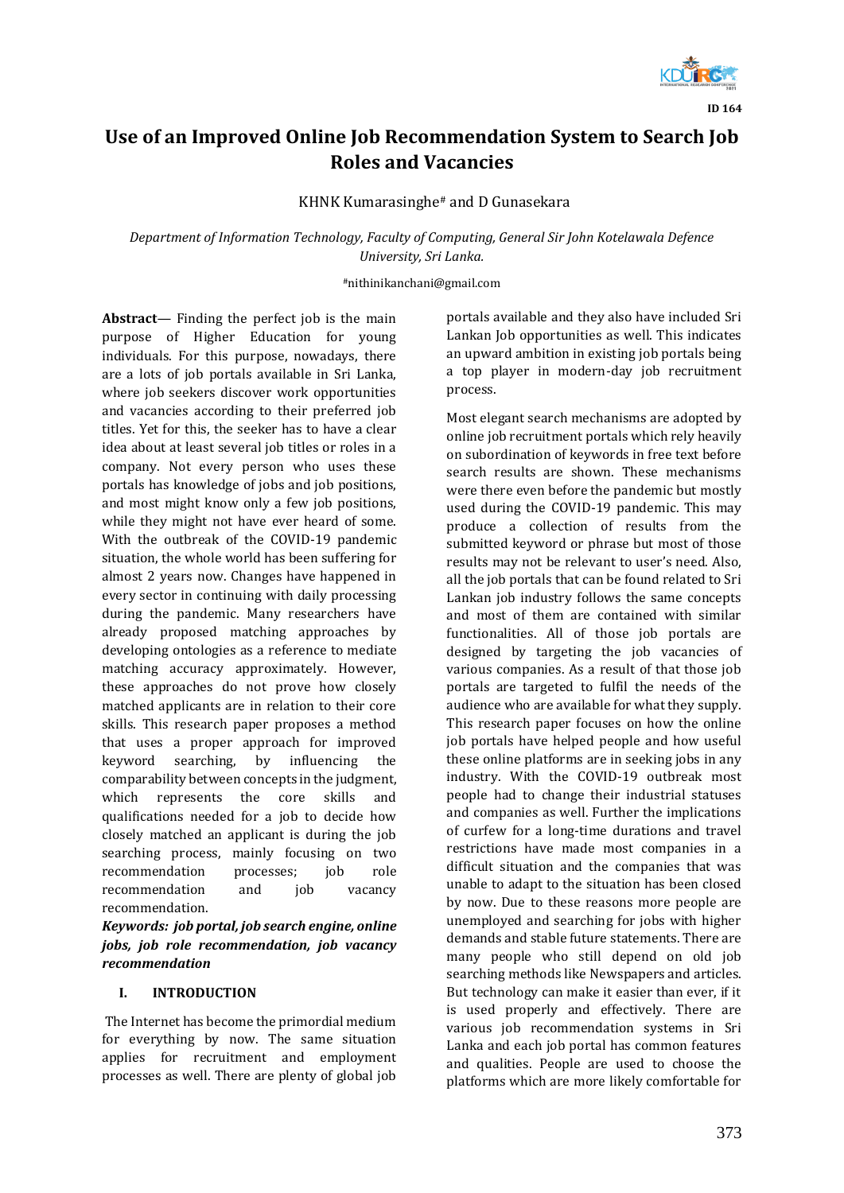ID 164

# Use of an Improved Online Job Recommendation System to Search Job Roles and Vacancies

KHNK Kumarasinghe# and D Gunasekara

*Department of Information Technology, Faculty of Computing, General Sir John Kotelawala Defence University, Sri Lanka.*

#nithinikanchani@gmail.com

**Abstract**— Finding the perfect job is the main purpose of Higher Education for young individuals. For this purpose, nowadays, there are a lots of job portals available in Sri Lanka, where job seekers discover work opportunities and vacancies according to their preferred job titles. Yet for this, the seeker has to have a clear idea about at least several job titles or roles in a company. Not every person who uses these portals has knowledge of jobs and job positions, and most might know only a few job positions, while they might not have ever heard of some. With the outbreak of the COVID-19 pandemic situation, the whole world has been suffering for almost 2 years now. Changes have happened in every sector in continuing with daily processing during the pandemic. Many researchers have already proposed matching approaches by developing ontologies as a reference to mediate matching accuracy approximately. However, these approaches do not prove how closely matched applicants are in relation to their core skills. This research paper proposes a method that uses a proper approach for improved keyword searching, by influencing the comparability between concepts in the judgment, which represents the core skills and qualifications needed for a job to decide how closely matched an applicant is during the job searching process, mainly focusing on two recommendation processes; job role recommendation and job vacancy recommendation.

***Keywords:** job portal, job search engine, online jobs, job role recommendation, job vacancy recommendation*

## I. INTRODUCTION

The Internet has become the primordial medium for everything by now. The same situation applies for recruitment and employment processes as well. There are plenty of global job portals available and they also have included Sri Lankan Job opportunities as well. This indicates an upward ambition in existing job portals being a top player in modern-day job recruitment process.

Most elegant search mechanisms are adopted by online job recruitment portals which rely heavily on subordination of keywords in free text before search results are shown. These mechanisms were there even before the pandemic but mostly used during the COVID-19 pandemic. This may produce a collection of results from the submitted keyword or phrase but most of those results may not be relevant to user's need. Also, all the job portals that can be found related to Sri Lankan job industry follows the same concepts and most of them are contained with similar functionalities. All of those job portals are designed by targeting the job vacancies of various companies. As a result of that those job portals are targeted to fulfil the needs of the audience who are available for what they supply. This research paper focuses on how the online job portals have helped people and how useful these online platforms are in seeking jobs in any industry. With the COVID-19 outbreak most people had to change their industrial statuses and companies as well. Further the implications of curfew for a long-time durations and travel restrictions have made most companies in a difficult situation and the companies that was unable to adapt to the situation has been closed by now. Due to these reasons more people are unemployed and searching for jobs with higher demands and stable future statements. There are many people who still depend on old job searching methods like Newspapers and articles. But technology can make it easier than ever, if it is used properly and effectively. There are various job recommendation systems in Sri Lanka and each job portal has common features and qualities. People are used to choose the platforms which are more likely comfortable for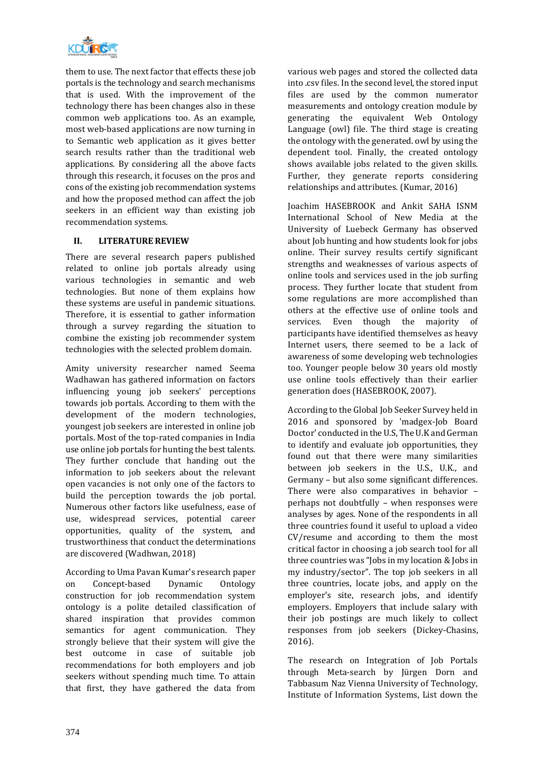them to use. The next factor that effects these job portals is the technology and search mechanisms that is used. With the improvement of the technology there has been changes also in these common web applications too. As an example, most web-based applications are now turning in to Semantic web application as it gives better search results rather than the traditional web applications. By considering all the above facts through this research, it focuses on the pros and cons of the existing job recommendation systems and how the proposed method can affect the job seekers in an efficient way than existing job recommendation systems.

## II. LITERATURE REVIEW

There are several research papers published related to online job portals already using various technologies in semantic and web technologies. But none of them explains how these systems are useful in pandemic situations. Therefore, it is essential to gather information through a survey regarding the situation to combine the existing job recommender system technologies with the selected problem domain.

Amity university researcher named Seema Wadhawan has gathered information on factors influencing young job seekers' perceptions towards job portals. According to them with the development of the modern technologies, youngest job seekers are interested in online job portals. Most of the top-rated companies in India use online job portals for hunting the best talents. They further conclude that handing out the information to job seekers about the relevant open vacancies is not only one of the factors to build the perception towards the job portal. Numerous other factors like usefulness, ease of use, widespread services, potential career opportunities, quality of the system, and trustworthiness that conduct the determinations are discovered (Wadhwan, 2018)

According to Uma Pavan Kumar's research paper on Concept-based Dynamic Ontology construction for job recommendation system ontology is a polite detailed classification of shared inspiration that provides common semantics for agent communication. They strongly believe that their system will give the best outcome in case of suitable job recommendations for both employers and job seekers without spending much time. To attain that first, they have gathered the data from various web pages and stored the collected data into .csv files. In the second level, the stored input files are used by the common numerator measurements and ontology creation module by generating the equivalent Web Ontology Language (owl) file. The third stage is creating the ontology with the generated. owl by using the dependent tool. Finally, the created ontology shows available jobs related to the given skills. Further, they generate reports considering relationships and attributes. (Kumar, 2016)

Joachim HASEBROOK and Ankit SAHA ISNM International School of New Media at the University of Luebeck Germany has observed about Job hunting and how students look for jobs online. Their survey results certify significant strengths and weaknesses of various aspects of online tools and services used in the job surfing process. They further locate that student from some regulations are more accomplished than others at the effective use of online tools and services. Even though the majority of participants have identified themselves as heavy Internet users, there seemed to be a lack of awareness of some developing web technologies too. Younger people below 30 years old mostly use online tools effectively than their earlier generation does (HASEBROOK, 2007).

According to the Global Job Seeker Survey held in 2016 and sponsored by 'madgex-Job Board Doctor' conducted in the U.S, The U.K and German to identify and evaluate job opportunities, they found out that there were many similarities between job seekers in the U.S., U.K., and Germany – but also some significant differences. There were also comparatives in behavior – perhaps not doubtfully – when responses were analyses by ages. None of the respondents in all three countries found it useful to upload a video CV/resume and according to them the most critical factor in choosing a job search tool for all three countries was "Jobs in my location & Jobs in my industry/sector". The top job seekers in all three countries, locate jobs, and apply on the employer's site, research jobs, and identify employers. Employers that include salary with their job postings are much likely to collect responses from job seekers (Dickey-Chasins, 2016).

The research on Integration of Job Portals through Meta-search by Jürgen Dorn and Tabbasum Naz Vienna University of Technology, Institute of Information Systems, List down the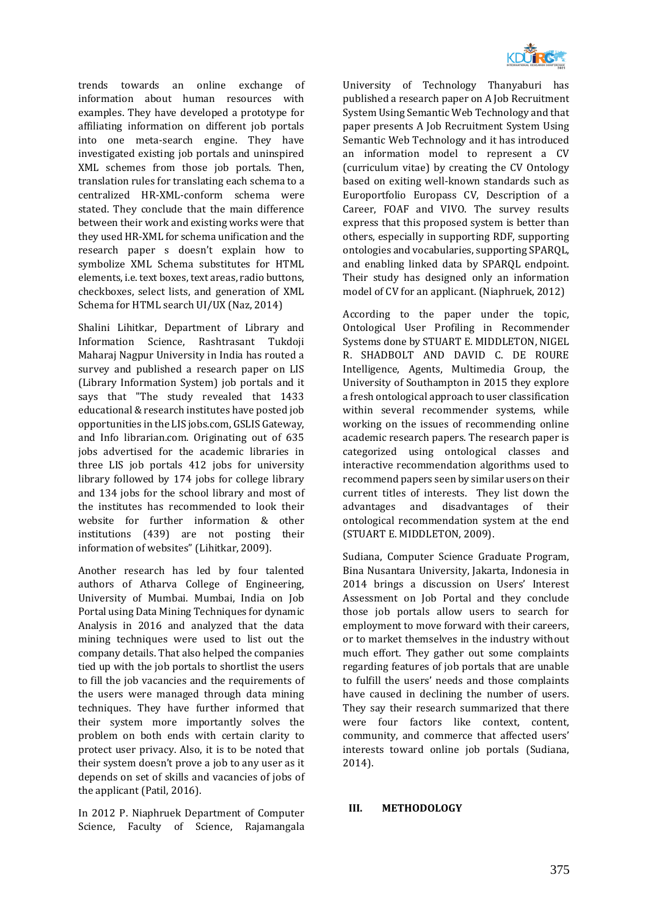trends towards an online exchange of information about human resources with examples. They have developed a prototype for affiliating information on different job portals into one meta-search engine. They have investigated existing job portals and uninspired XML schemes from those job portals. Then, translation rules for translating each schema to a centralized HR-XML-conform schema were stated. They conclude that the main difference between their work and existing works were that they used HR-XML for schema unification and the research paper s doesn't explain how to symbolize XML Schema substitutes for HTML elements, i.e. text boxes, text areas, radio buttons, checkboxes, select lists, and generation of XML Schema for HTML search UI/UX (Naz, 2014)

Shalini Lihitkar, Department of Library and Information Science, Rashtrasant Tukdoji Maharaj Nagpur University in India has routed a survey and published a research paper on LIS (Library Information System) job portals and it says that "The study revealed that 1433 educational & research institutes have posted job opportunities in the LIS jobs.com, GSLIS Gateway, and Info librarian.com. Originating out of 635 jobs advertised for the academic libraries in three LIS job portals 412 jobs for university library followed by 174 jobs for college library and 134 jobs for the school library and most of the institutes has recommended to look their website for further information & other institutions (439) are not posting their information of websites" (Lihitkar, 2009).

Another research has led by four talented authors of Atharva College of Engineering, University of Mumbai. Mumbai, India on Job Portal using Data Mining Techniques for dynamic Analysis in 2016 and analyzed that the data mining techniques were used to list out the company details. That also helped the companies tied up with the job portals to shortlist the users to fill the job vacancies and the requirements of the users were managed through data mining techniques. They have further informed that their system more importantly solves the problem on both ends with certain clarity to protect user privacy. Also, it is to be noted that their system doesn't prove a job to any user as it depends on set of skills and vacancies of jobs of the applicant (Patil, 2016).

In 2012 P. Niaphruek Department of Computer Science, Faculty of Science, Rajamangala University of Technology Thanyaburi has published a research paper on A Job Recruitment System Using Semantic Web Technology and that paper presents A Job Recruitment System Using Semantic Web Technology and it has introduced an information model to represent a CV (curriculum vitae) by creating the CV Ontology based on exiting well-known standards such as Europortfolio Europass CV, Description of a Career, FOAF and VIVO. The survey results express that this proposed system is better than others, especially in supporting RDF, supporting ontologies and vocabularies, supporting SPARQL, and enabling linked data by SPARQL endpoint. Their study has designed only an information model of CV for an applicant. (Niaphruek, 2012)

According to the paper under the topic, Ontological User Profiling in Recommender Systems done by STUART E. MIDDLETON, NIGEL R. SHADBOLT AND DAVID C. DE ROURE Intelligence, Agents, Multimedia Group, the University of Southampton in 2015 they explore a fresh ontological approach to user classification within several recommender systems, while working on the issues of recommending online academic research papers. The research paper is categorized using ontological classes and interactive recommendation algorithms used to recommend papers seen by similar users on their current titles of interests. They list down the advantages and disadvantages of their ontological recommendation system at the end (STUART E. MIDDLETON, 2009).

Sudiana, Computer Science Graduate Program, Bina Nusantara University, Jakarta, Indonesia in 2014 brings a discussion on Users' Interest Assessment on Job Portal and they conclude those job portals allow users to search for employment to move forward with their careers, or to market themselves in the industry without much effort. They gather out some complaints regarding features of job portals that are unable to fulfill the users' needs and those complaints have caused in declining the number of users. They say their research summarized that there were four factors like context, content, community, and commerce that affected users' interests toward online job portals (Sudiana, 2014).

## III. METHODOLOGY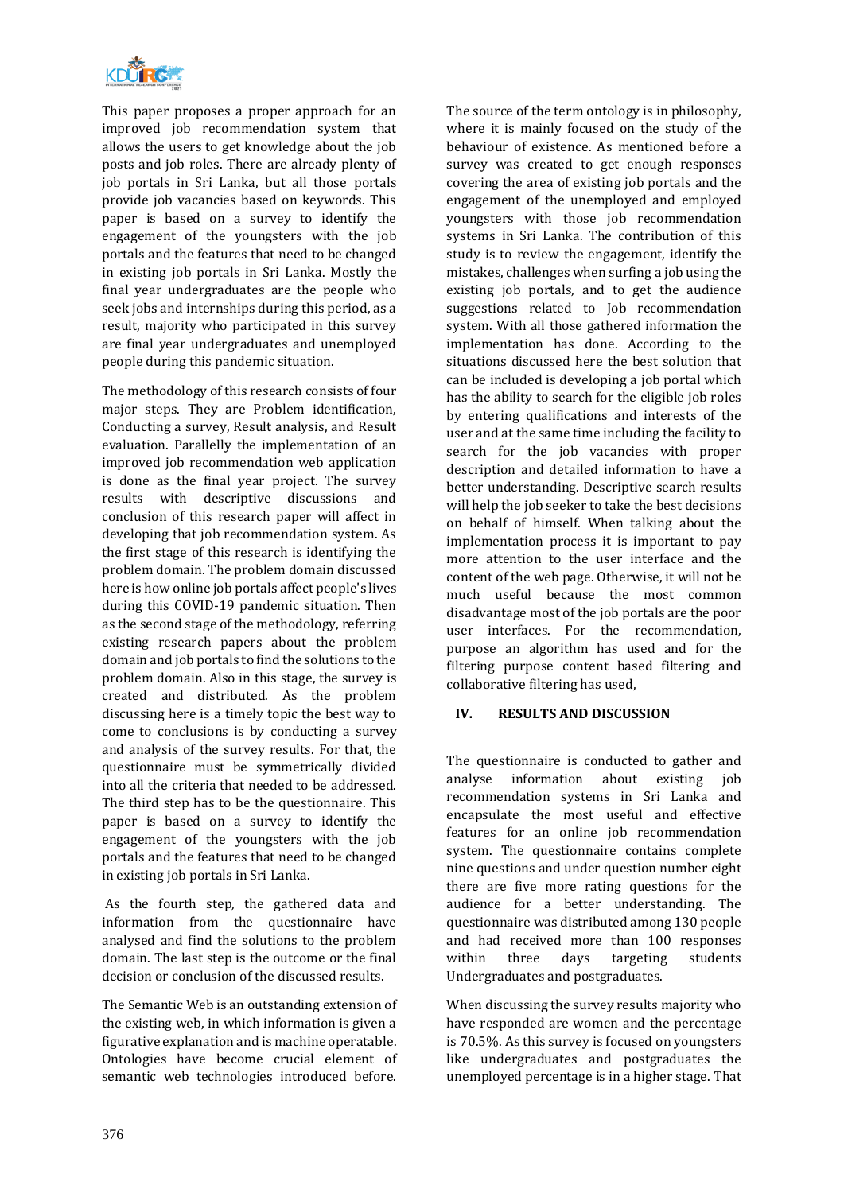This paper proposes a proper approach for an improved job recommendation system that allows the users to get knowledge about the job posts and job roles. There are already plenty of job portals in Sri Lanka, but all those portals provide job vacancies based on keywords. This paper is based on a survey to identify the engagement of the youngsters with the job portals and the features that need to be changed in existing job portals in Sri Lanka. Mostly the final year undergraduates are the people who seek jobs and internships during this period, as a result, majority who participated in this survey are final year undergraduates and unemployed people during this pandemic situation.

The methodology of this research consists of four major steps. They are Problem identification, Conducting a survey, Result analysis, and Result evaluation. Parallelly the implementation of an improved job recommendation web application is done as the final year project. The survey results with descriptive discussions and conclusion of this research paper will affect in developing that job recommendation system. As the first stage of this research is identifying the problem domain. The problem domain discussed here is how online job portals affect people's lives during this COVID-19 pandemic situation. Then as the second stage of the methodology, referring existing research papers about the problem domain and job portals to find the solutions to the problem domain. Also in this stage, the survey is created and distributed. As the problem discussing here is a timely topic the best way to come to conclusions is by conducting a survey and analysis of the survey results. For that, the questionnaire must be symmetrically divided into all the criteria that needed to be addressed. The third step has to be the questionnaire. This paper is based on a survey to identify the engagement of the youngsters with the job portals and the features that need to be changed in existing job portals in Sri Lanka.

As the fourth step, the gathered data and information from the questionnaire have analysed and find the solutions to the problem domain. The last step is the outcome or the final decision or conclusion of the discussed results.

The Semantic Web is an outstanding extension of the existing web, in which information is given a figurative explanation and is machine operatable. Ontologies have become crucial element of semantic web technologies introduced before. The source of the term ontology is in philosophy, where it is mainly focused on the study of the behaviour of existence. As mentioned before a survey was created to get enough responses covering the area of existing job portals and the engagement of the unemployed and employed youngsters with those job recommendation systems in Sri Lanka. The contribution of this study is to review the engagement, identify the mistakes, challenges when surfing a job using the existing job portals, and to get the audience suggestions related to Job recommendation system. With all those gathered information the implementation has done. According to the situations discussed here the best solution that can be included is developing a job portal which has the ability to search for the eligible job roles by entering qualifications and interests of the user and at the same time including the facility to search for the job vacancies with proper description and detailed information to have a better understanding. Descriptive search results will help the job seeker to take the best decisions on behalf of himself. When talking about the implementation process it is important to pay more attention to the user interface and the content of the web page. Otherwise, it will not be much useful because the most common disadvantage most of the job portals are the poor user interfaces. For the recommendation, purpose an algorithm has used and for the filtering purpose content based filtering and collaborative filtering has used,

## IV. RESULTS AND DISCUSSION

The questionnaire is conducted to gather and analyse information about existing job recommendation systems in Sri Lanka and encapsulate the most useful and effective features for an online job recommendation system. The questionnaire contains complete nine questions and under question number eight there are five more rating questions for the audience for a better understanding. The questionnaire was distributed among 130 people and had received more than 100 responses within three days targeting students Undergraduates and postgraduates.

When discussing the survey results majority who have responded are women and the percentage is 70.5%. As this survey is focused on youngsters like undergraduates and postgraduates the unemployed percentage is in a higher stage. That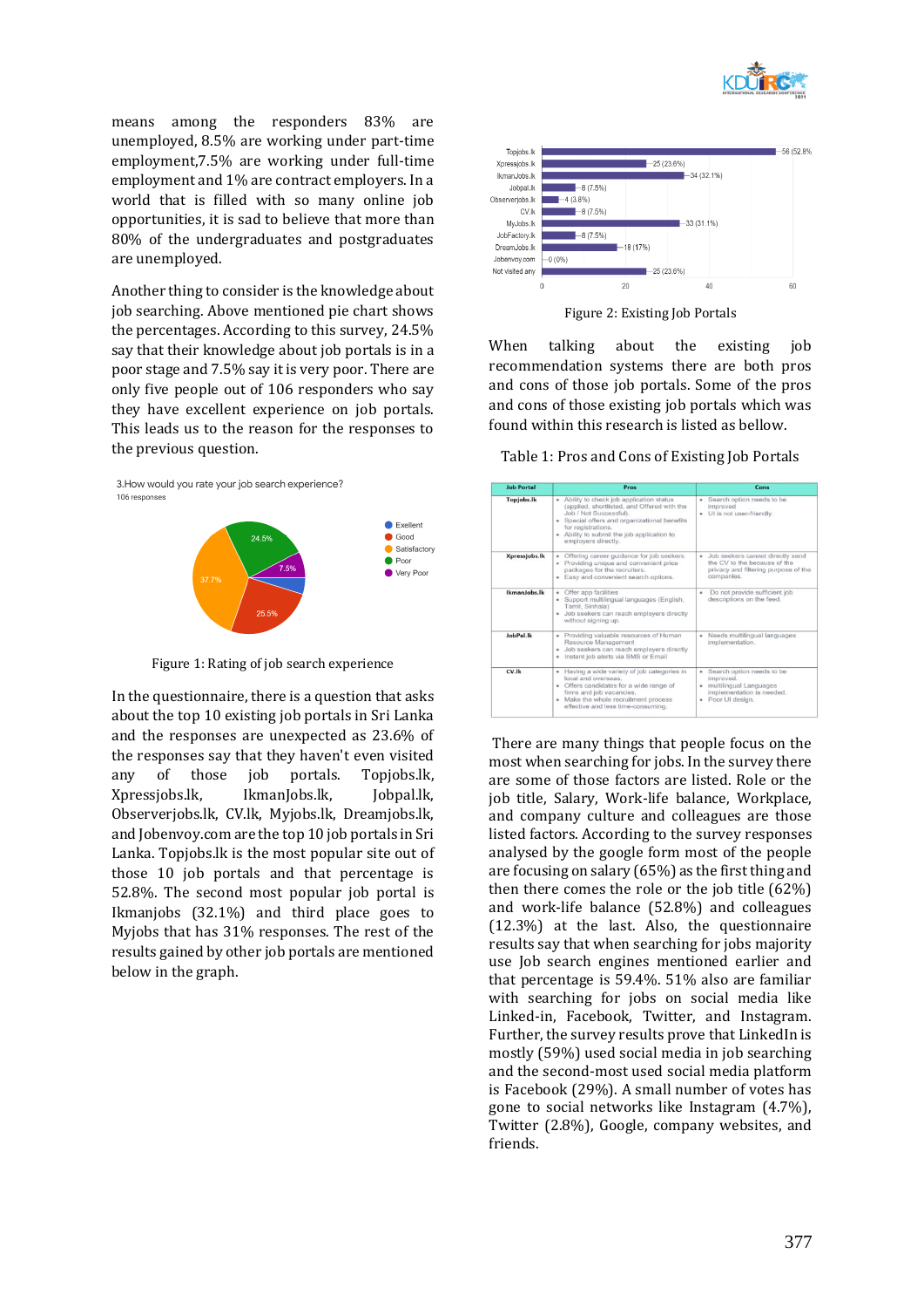means among the responders 83% are unemployed, 8.5% are working under part-time employment,7.5% are working under full-time employment and 1% are contract employers. In a world that is filled with so many online job opportunities, it is sad to believe that more than 80% of the undergraduates and postgraduates are unemployed.

Another thing to consider is the knowledge about job searching. Above mentioned pie chart shows the percentages. According to this survey, 24.5% say that their knowledge about job portals is in a poor stage and 7.5% say it is very poor. There are only five people out of 106 responders who say they have excellent experience on job portals. This leads us to the reason for the responses to the previous question.

Figure 1: Rating of job search experience

In the questionnaire, there is a question that asks about the top 10 existing job portals in Sri Lanka and the responses are unexpected as 23.6% of the responses say that they haven't even visited any of those job portals. Topjobs.lk, Xpressjobs.lk, IkmanJobs.lk, Jobpal.lk, Observerjobs.lk, CV.lk, Myjobs.lk, Dreamjobs.lk, and Jobenvoy.com are the top 10 job portals in Sri Lanka. Topjobs.lk is the most popular site out of those 10 job portals and that percentage is 52.8%. The second most popular job portal is Ikmanjobs (32.1%) and third place goes to Myjobs that has 31% responses. The rest of the results gained by other job portals are mentioned below in the graph.

Figure 2: Existing Job Portals

When talking about the existing job recommendation systems there are both pros and cons of those job portals. Some of the pros and cons of those existing job portals which was found within this research is listed as bellow.

Table 1: Pros and Cons of Existing Job Portals

| Job Portal | Pros | Cons |
|---|---|---|
| Topjobs.lk | • Ability to check job application status (applied, shortlisted, and Offered with the Job / Not Successful). • Special offers and organizational benefits for registrations. • Ability to submit the job application to employers directly. | • Search option needs to be improved • UI is not user-friendly. |
| Xpressjobs.lk | • Offering career guidance for job seekers. • Providing unique and convenient price packages for the recruiters. • Easy and convenient search options. | • Job seekers cannot directly send the CV to the because of the privacy and filtering purpose of the companies. |
| IkmanJobs.lk | • Offer app facilities • Support multilingual languages (English, Tamil, Sinhala) • Job seekers can reach employers directly without signing up. | • Do not provide sufficient job descriptions on the feed. |
| JobPal.lk | • Providing valuable resources of Human Resource Management • Job seekers can reach employers directly • Instant job alerts via SMS or Email | • Needs multilingual languages implementation. |
| CV.lk | • Having a wide variety of job categories in local and overseas. • Offers candidates for a wide range of firms and job vacancies. • Make the whole recruitment process effective and less time-consuming. | • Search option needs to be improved. • multilingual Languages implementation is needed. • Poor UI design. |

There are many things that people focus on the most when searching for jobs. In the survey there are some of those factors are listed. Role or the job title, Salary, Work-life balance, Workplace, and company culture and colleagues are those listed factors. According to the survey responses analysed by the google form most of the people are focusing on salary (65%) as the first thing and then there comes the role or the job title (62%) and work-life balance (52.8%) and colleagues (12.3%) at the last. Also, the questionnaire results say that when searching for jobs majority use Job search engines mentioned earlier and that percentage is 59.4%. 51% also are familiar with searching for jobs on social media like Linked-in, Facebook, Twitter, and Instagram. Further, the survey results prove that LinkedIn is mostly (59%) used social media in job searching and the second-most used social media platform is Facebook (29%). A small number of votes has gone to social networks like Instagram (4.7%), Twitter (2.8%), Google, company websites, and friends.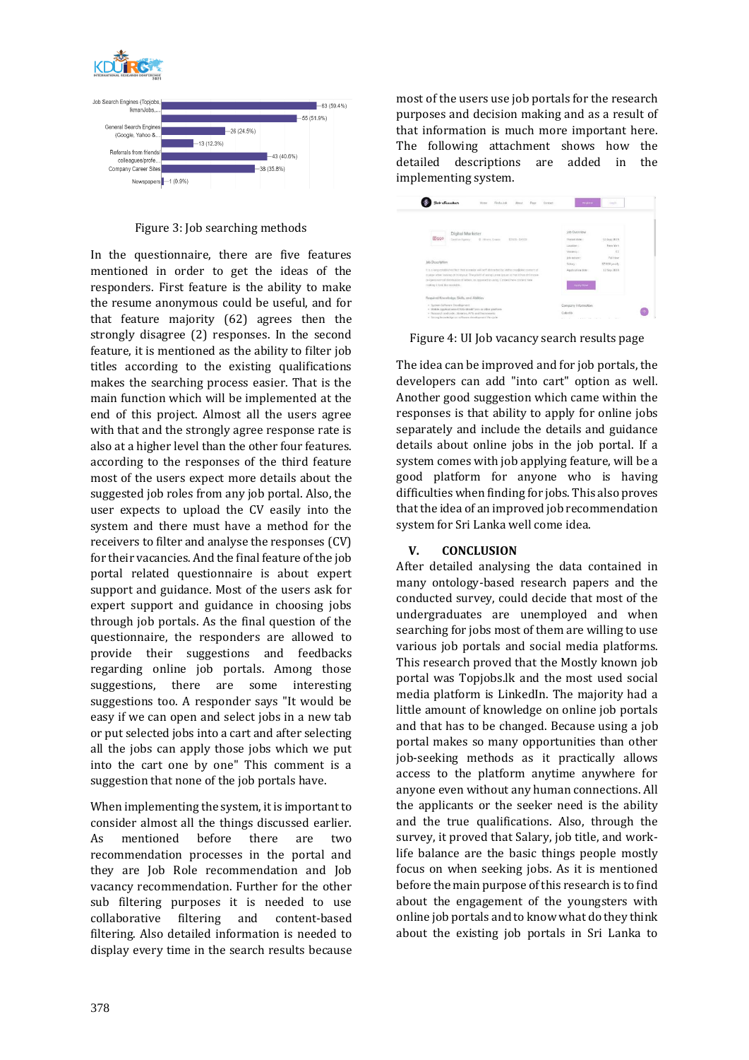Figure 3: Job searching methods

In the questionnaire, there are five features mentioned in order to get the ideas of the responders. First feature is the ability to make the resume anonymous could be useful, and for that feature majority (62) agrees then the strongly disagree (2) responses. In the second feature, it is mentioned as the ability to filter job titles according to the existing qualifications makes the searching process easier. That is the main function which will be implemented at the end of this project. Almost all the users agree with that and the strongly agree response rate is also at a higher level than the other four features. according to the responses of the third feature most of the users expect more details about the suggested job roles from any job portal. Also, the user expects to upload the CV easily into the system and there must have a method for the receivers to filter and analyse the responses (CV) for their vacancies. And the final feature of the job portal related questionnaire is about expert support and guidance. Most of the users ask for expert support and guidance in choosing jobs through job portals. As the final question of the questionnaire, the responders are allowed to provide their suggestions and feedbacks regarding online job portals. Among those suggestions, there are some interesting suggestions too. A responder says "It would be easy if we can open and select jobs in a new tab or put selected jobs into a cart and after selecting all the jobs can apply those jobs which we put into the cart one by one" This comment is a suggestion that none of the job portals have.

When implementing the system, it is important to consider almost all the things discussed earlier. As mentioned before there are two recommendation processes in the portal and they are Job Role recommendation and Job vacancy recommendation. Further for the other sub filtering purposes it is needed to use collaborative filtering and content-based filtering. Also detailed information is needed to display every time in the search results because most of the users use job portals for the research purposes and decision making and as a result of that information is much more important here. The following attachment shows how the detailed descriptions are added in the implementing system.

Figure 4: UI Job vacancy search results page

The idea can be improved and for job portals, the developers can add "into cart" option as well. Another good suggestion which came within the responses is that ability to apply for online jobs separately and include the details and guidance details about online jobs in the job portal. If a system comes with job applying feature, will be a good platform for anyone who is having difficulties when finding for jobs. This also proves that the idea of an improved job recommendation system for Sri Lanka well come idea.

## V. CONCLUSION

After detailed analysing the data contained in many ontology-based research papers and the conducted survey, could decide that most of the undergraduates are unemployed and when searching for jobs most of them are willing to use various job portals and social media platforms. This research proved that the Mostly known job portal was Topjobs.lk and the most used social media platform is LinkedIn. The majority had a little amount of knowledge on online job portals and that has to be changed. Because using a job portal makes so many opportunities than other job-seeking methods as it practically allows access to the platform anytime anywhere for anyone even without any human connections. All the applicants or the seeker need is the ability and the true qualifications. Also, through the survey, it proved that Salary, job title, and work-life balance are the basic things people mostly focus on when seeking jobs. As it is mentioned before the main purpose of this research is to find about the engagement of the youngsters with online job portals and to know what do they think about the existing job portals in Sri Lanka to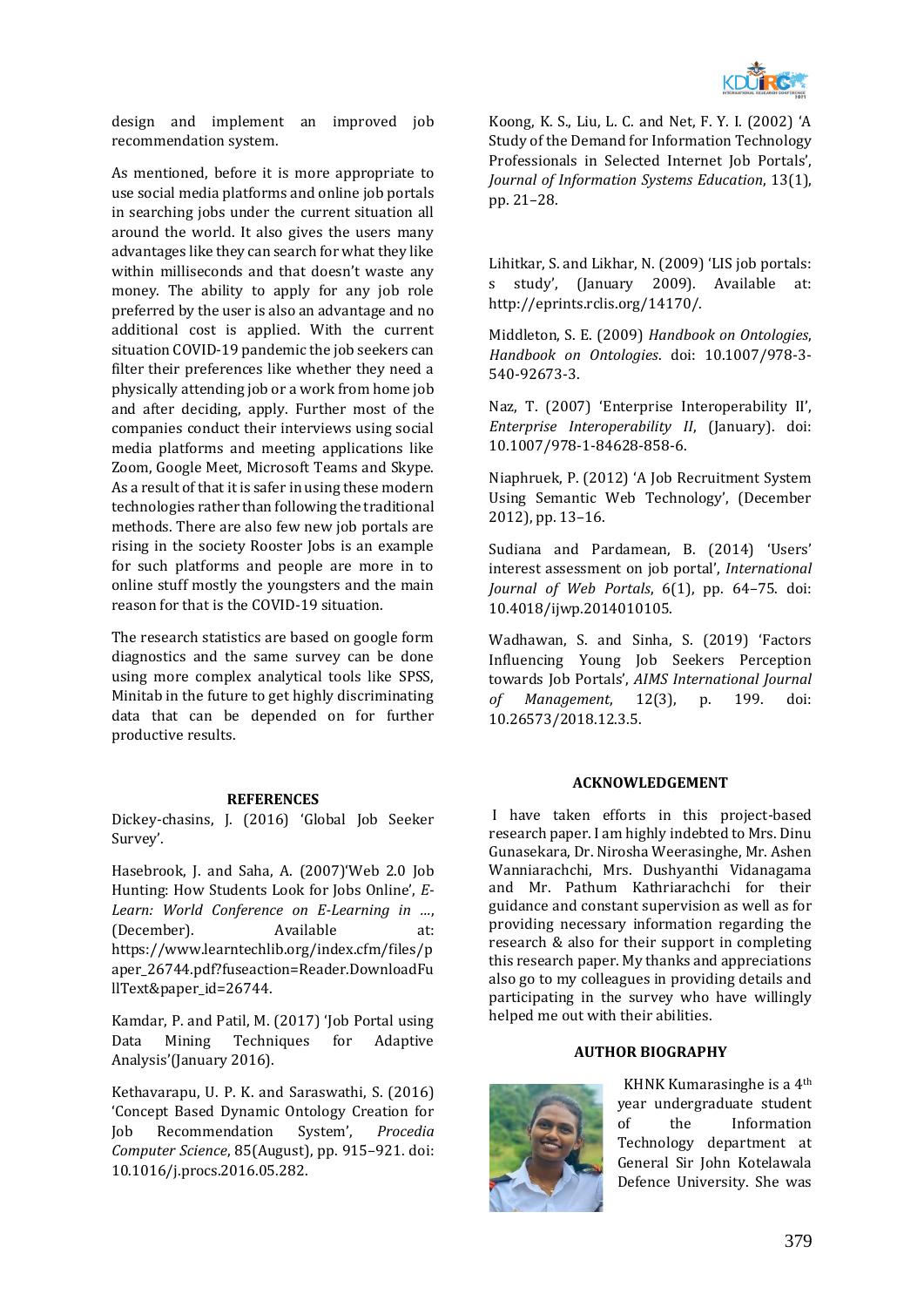design and implement an improved job recommendation system.

As mentioned, before it is more appropriate to use social media platforms and online job portals in searching jobs under the current situation all around the world. It also gives the users many advantages like they can search for what they like within milliseconds and that doesn't waste any money. The ability to apply for any job role preferred by the user is also an advantage and no additional cost is applied. With the current situation COVID-19 pandemic the job seekers can filter their preferences like whether they need a physically attending job or a work from home job and after deciding, apply. Further most of the companies conduct their interviews using social media platforms and meeting applications like Zoom, Google Meet, Microsoft Teams and Skype. As a result of that it is safer in using these modern technologies rather than following the traditional methods. There are also few new job portals are rising in the society Rooster Jobs is an example for such platforms and people are more in to online stuff mostly the youngsters and the main reason for that is the COVID-19 situation.

The research statistics are based on google form diagnostics and the same survey can be done using more complex analytical tools like SPSS, Minitab in the future to get highly discriminating data that can be depended on for further productive results.

## REFERENCES

Dickey-chasins, J. (2016) 'Global Job Seeker Survey'.

Hasebrook, J. and Saha, A. (2007)'Web 2.0 Job Hunting: How Students Look for Jobs Online', *E-Learn: World Conference on E-Learning in ...*, (December). Available at: https://www.learntechlib.org/index.cfm/files/paper_26744.pdf?fuseaction=Reader.DownloadFullText&paper_id=26744.

Kamdar, P. and Patil, M. (2017) 'Job Portal using Data Mining Techniques for Adaptive Analysis'(January 2016).

Kethavarapu, U. P. K. and Saraswathi, S. (2016) 'Concept Based Dynamic Ontology Creation for Job Recommendation System', *Procedia Computer Science*, 85(August), pp. 915–921. doi: 10.1016/j.procs.2016.05.282.

Koong, K. S., Liu, L. C. and Net, F. Y. I. (2002) 'A Study of the Demand for Information Technology Professionals in Selected Internet Job Portals', *Journal of Information Systems Education*, 13(1), pp. 21–28.

Lihitkar, S. and Likhar, N. (2009) 'LIS job portals: s study', (January 2009). Available at: http://eprints.rclis.org/14170/.

Middleton, S. E. (2009) *Handbook on Ontologies*, *Handbook on Ontologies*. doi: 10.1007/978-3-540-92673-3.

Naz, T. (2007) 'Enterprise Interoperability II', *Enterprise Interoperability II*, (January). doi: 10.1007/978-1-84628-858-6.

Niaphruek, P. (2012) 'A Job Recruitment System Using Semantic Web Technology', (December 2012), pp. 13–16.

Sudiana and Pardamean, B. (2014) 'Users' interest assessment on job portal', *International Journal of Web Portals*, 6(1), pp. 64–75. doi: 10.4018/ijwp.2014010105.

Wadhawan, S. and Sinha, S. (2019) 'Factors Influencing Young Job Seekers Perception towards Job Portals', *AIMS International Journal of Management*, 12(3), p. 199. doi: 10.26573/2018.12.3.5.

## ACKNOWLEDGEMENT

I have taken efforts in this project-based research paper. I am highly indebted to Mrs. Dinu Gunasekara, Dr. Nirosha Weerasinghe, Mr. Ashen Wanniarachchi, Mrs. Dushyanthi Vidanagama and Mr. Pathum Kathriarachchi for their guidance and constant supervision as well as for providing necessary information regarding the research & also for their support in completing this research paper. My thanks and appreciations also go to my colleagues in providing details and participating in the survey who have willingly helped me out with their abilities.

## AUTHOR BIOGRAPHY

KHNK Kumarasinghe is a 4th year undergraduate student of the Information Technology department at General Sir John Kotelawala Defence University. She was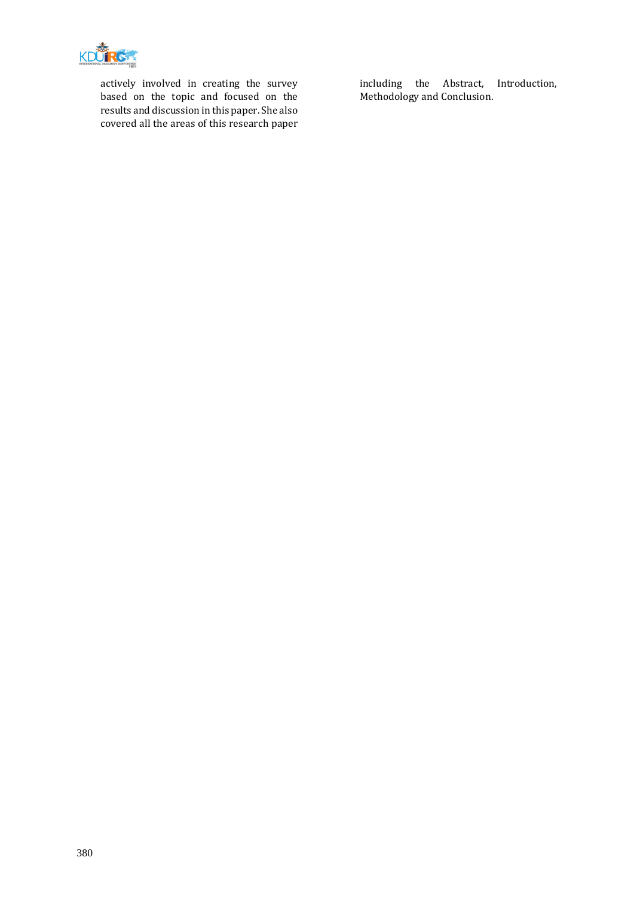actively involved in creating the survey based on the topic and focused on the results and discussion in this paper. She also covered all the areas of this research paper including the Abstract, Introduction, Methodology and Conclusion.